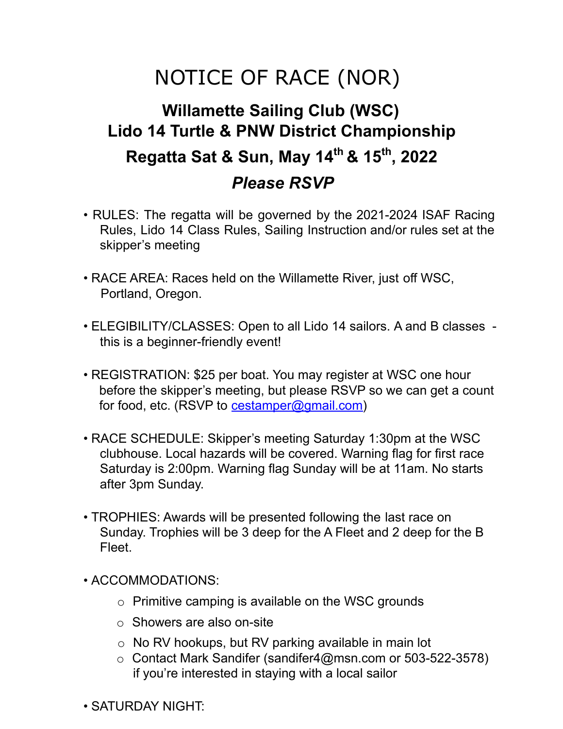# NOTICE OF RACE (NOR)

## Willamette Sailing Club (WSC)
## Lido 14 Turtle & PNW District Championship
## Regatta Sat & Sun, May 14th & 15th, 2022

### *Please RSVP*

- RULES: The regatta will be governed by the 2021-2024 ISAF Racing Rules, Lido 14 Class Rules, Sailing Instruction and/or rules set at the skipper's meeting

- RACE AREA: Races held on the Willamette River, just off WSC, Portland, Oregon.

- ELEGIBILITY/CLASSES: Open to all Lido 14 sailors. A and B classes - this is a beginner-friendly event!

- REGISTRATION: $25 per boat. You may register at WSC one hour before the skipper's meeting, but please RSVP so we can get a count for food, etc. (RSVP to cestamper@gmail.com)

- RACE SCHEDULE: Skipper's meeting Saturday 1:30pm at the WSC clubhouse. Local hazards will be covered. Warning flag for first race Saturday is 2:00pm. Warning flag Sunday will be at 11am. No starts after 3pm Sunday.

- TROPHIES: Awards will be presented following the last race on Sunday. Trophies will be 3 deep for the A Fleet and 2 deep for the B Fleet.

- ACCOMMODATIONS:
  - Primitive camping is available on the WSC grounds
  - Showers are also on-site
  - No RV hookups, but RV parking available in main lot
  - Contact Mark Sandifer (sandifer4@msn.com or 503-522-3578) if you're interested in staying with a local sailor

- SATURDAY NIGHT: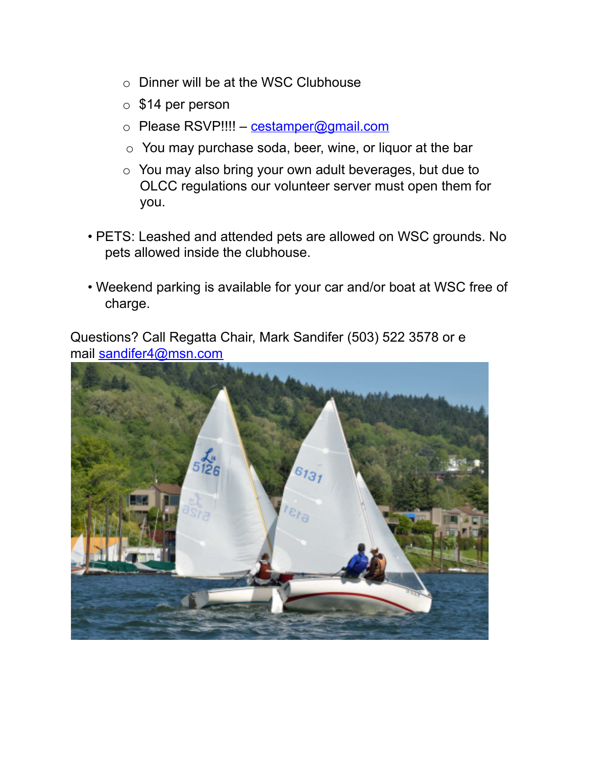- Dinner will be at the WSC Clubhouse
- $14 per person
- Please RSVP!!!! – cestamper@gmail.com
- You may purchase soda, beer, wine, or liquor at the bar
- You may also bring your own adult beverages, but due to OLCC regulations our volunteer server must open them for you.

• PETS: Leashed and attended pets are allowed on WSC grounds. No pets allowed inside the clubhouse.

• Weekend parking is available for your car and/or boat at WSC free of charge.

Questions? Call Regatta Chair, Mark Sandifer (503) 522 3578 or e mail sandifer4@msn.com